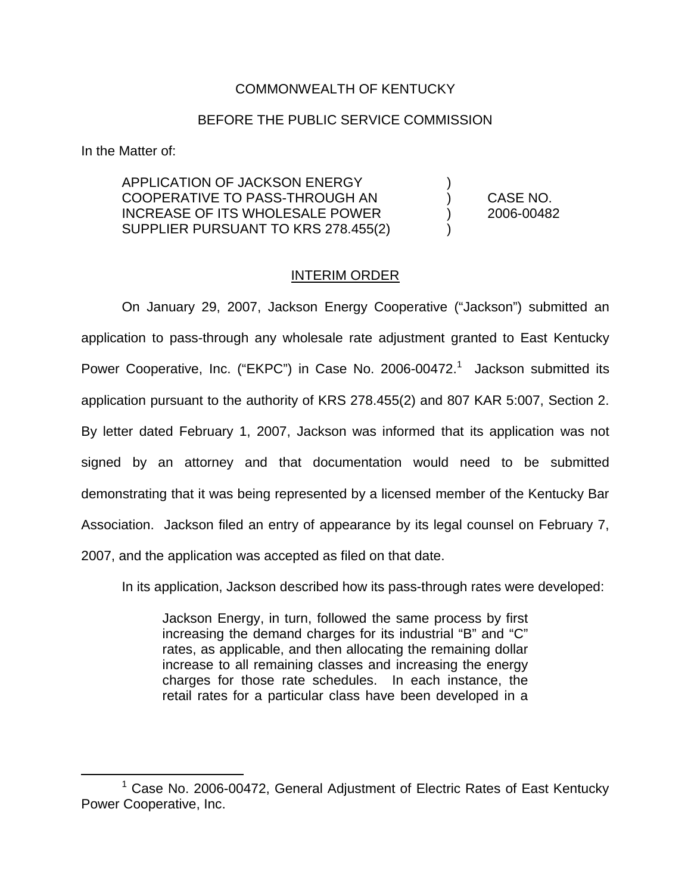COMMONWEALTH OF KENTUCKY

BEFORE THE PUBLIC SERVICE COMMISSION

In the Matter of:

| | | |
|---|---|---|
| APPLICATION OF JACKSON ENERGY COOPERATIVE TO PASS-THROUGH AN INCREASE OF ITS WHOLESALE POWER SUPPLIER PURSUANT TO KRS 278.455(2) | ) ) ) ) | CASE NO. 2006-00482 |

## INTERIM ORDER

On January 29, 2007, Jackson Energy Cooperative ("Jackson") submitted an application to pass-through any wholesale rate adjustment granted to East Kentucky Power Cooperative, Inc. ("EKPC") in Case No. 2006-00472.[1] Jackson submitted its application pursuant to the authority of KRS 278.455(2) and 807 KAR 5:007, Section 2. By letter dated February 1, 2007, Jackson was informed that its application was not signed by an attorney and that documentation would need to be submitted demonstrating that it was being represented by a licensed member of the Kentucky Bar Association. Jackson filed an entry of appearance by its legal counsel on February 7, 2007, and the application was accepted as filed on that date.

In its application, Jackson described how its pass-through rates were developed:

> Jackson Energy, in turn, followed the same process by first increasing the demand charges for its industrial "B" and "C" rates, as applicable, and then allocating the remaining dollar increase to all remaining classes and increasing the energy charges for those rate schedules. In each instance, the retail rates for a particular class have been developed in a

[1] Case No. 2006-00472, General Adjustment of Electric Rates of East Kentucky Power Cooperative, Inc.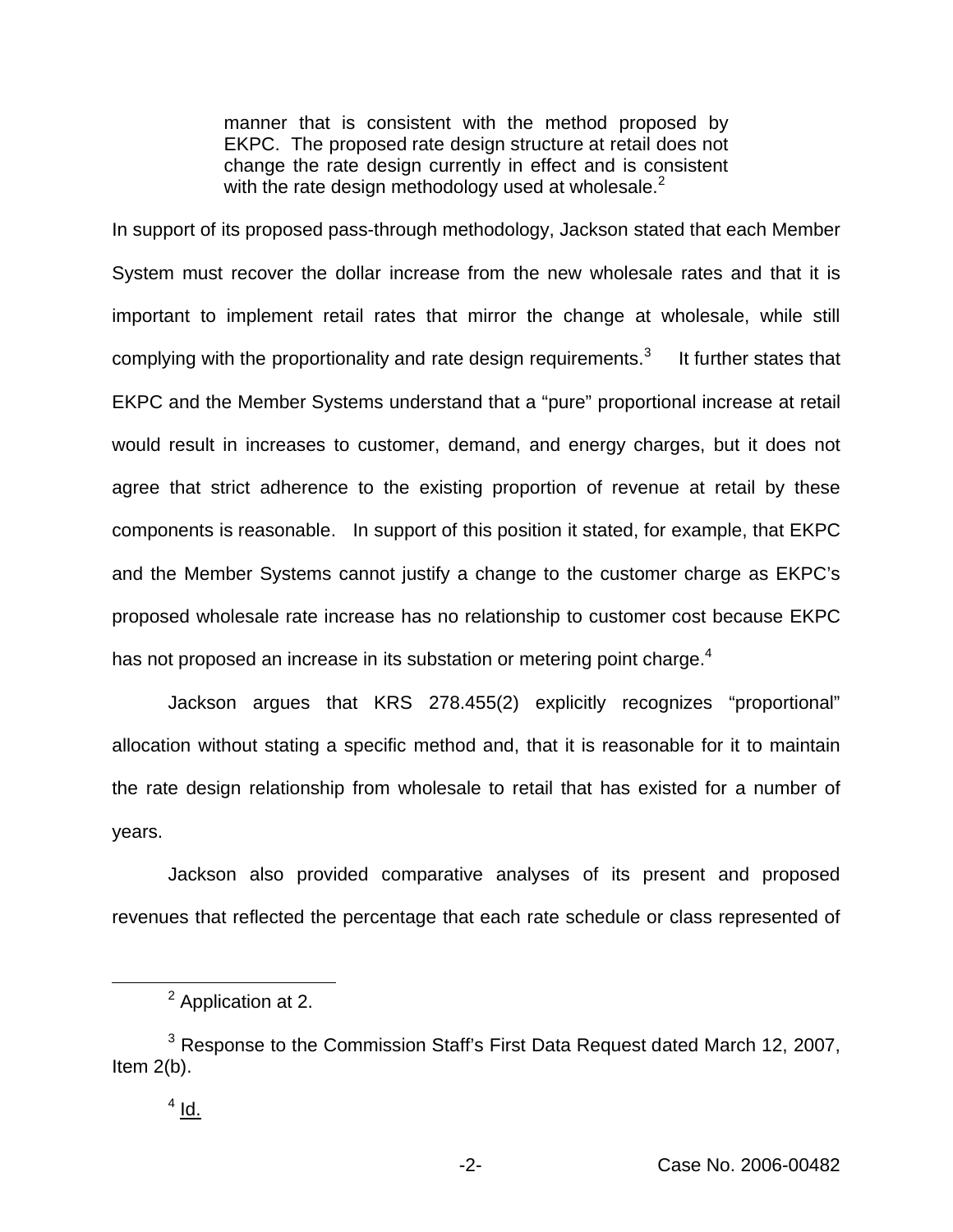> manner that is consistent with the method proposed by EKPC. The proposed rate design structure at retail does not change the rate design currently in effect and is consistent with the rate design methodology used at wholesale.[2]

In support of its proposed pass-through methodology, Jackson stated that each Member System must recover the dollar increase from the new wholesale rates and that it is important to implement retail rates that mirror the change at wholesale, while still complying with the proportionality and rate design requirements.[3] It further states that EKPC and the Member Systems understand that a "pure" proportional increase at retail would result in increases to customer, demand, and energy charges, but it does not agree that strict adherence to the existing proportion of revenue at retail by these components is reasonable. In support of this position it stated, for example, that EKPC and the Member Systems cannot justify a change to the customer charge as EKPC's proposed wholesale rate increase has no relationship to customer cost because EKPC has not proposed an increase in its substation or metering point charge.[4]

Jackson argues that KRS 278.455(2) explicitly recognizes "proportional" allocation without stating a specific method and, that it is reasonable for it to maintain the rate design relationship from wholesale to retail that has existed for a number of years.

Jackson also provided comparative analyses of its present and proposed revenues that reflected the percentage that each rate schedule or class represented of

---

[2] Application at 2.

[3] Response to the Commission Staff's First Data Request dated March 12, 2007, Item 2(b).

[4] Id.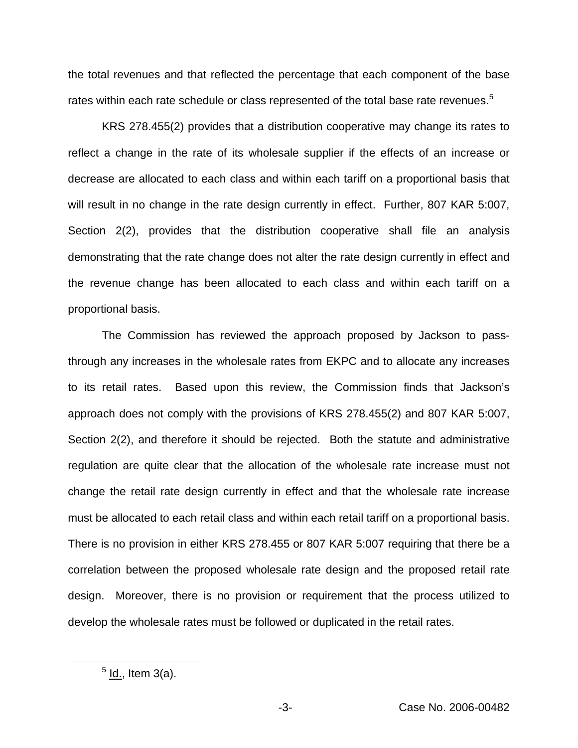the total revenues and that reflected the percentage that each component of the base rates within each rate schedule or class represented of the total base rate revenues.[5]

KRS 278.455(2) provides that a distribution cooperative may change its rates to reflect a change in the rate of its wholesale supplier if the effects of an increase or decrease are allocated to each class and within each tariff on a proportional basis that will result in no change in the rate design currently in effect. Further, 807 KAR 5:007, Section 2(2), provides that the distribution cooperative shall file an analysis demonstrating that the rate change does not alter the rate design currently in effect and the revenue change has been allocated to each class and within each tariff on a proportional basis.

The Commission has reviewed the approach proposed by Jackson to pass-through any increases in the wholesale rates from EKPC and to allocate any increases to its retail rates. Based upon this review, the Commission finds that Jackson's approach does not comply with the provisions of KRS 278.455(2) and 807 KAR 5:007, Section 2(2), and therefore it should be rejected. Both the statute and administrative regulation are quite clear that the allocation of the wholesale rate increase must not change the retail rate design currently in effect and that the wholesale rate increase must be allocated to each retail class and within each retail tariff on a proportional basis. There is no provision in either KRS 278.455 or 807 KAR 5:007 requiring that there be a correlation between the proposed wholesale rate design and the proposed retail rate design. Moreover, there is no provision or requirement that the process utilized to develop the wholesale rates must be followed or duplicated in the retail rates.

[5] Id., Item 3(a).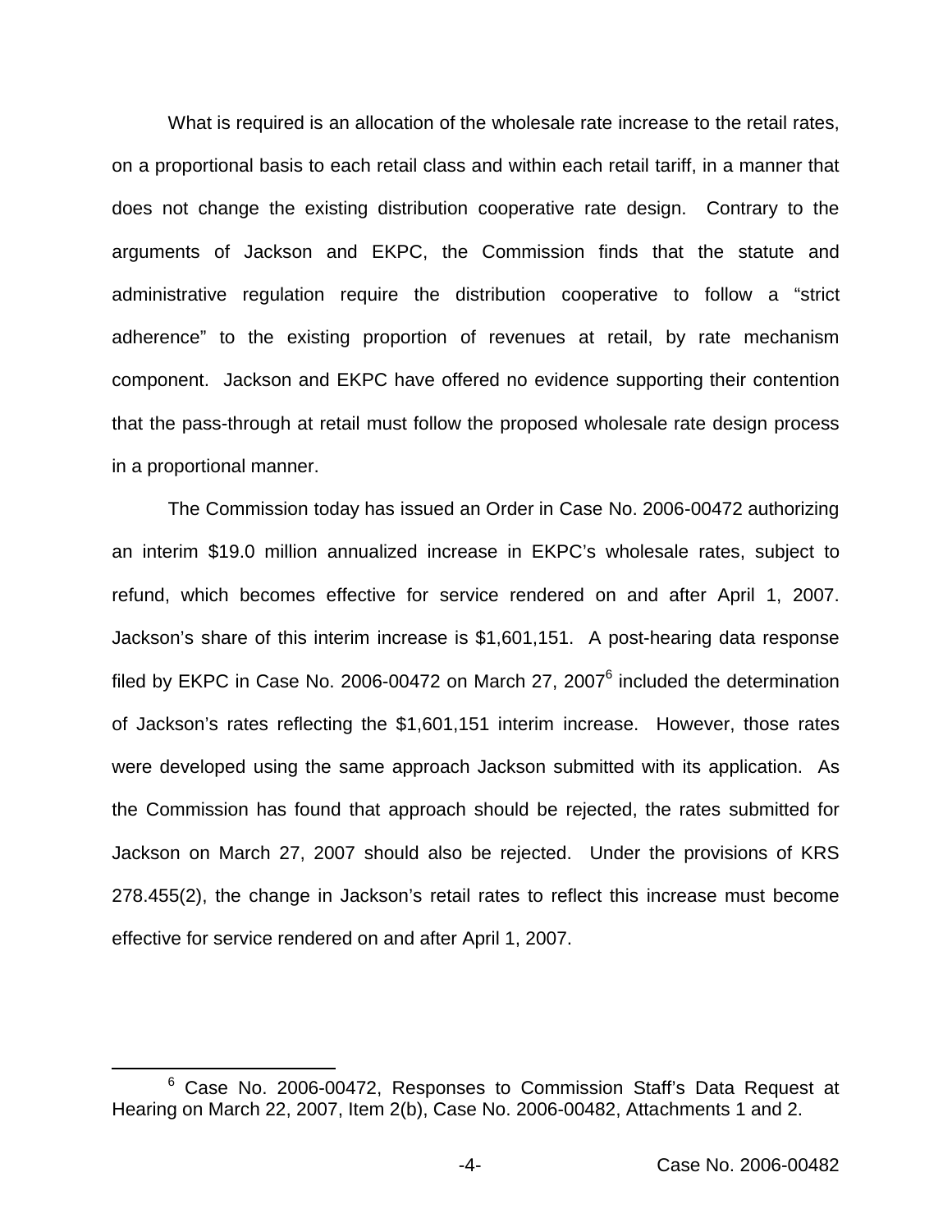What is required is an allocation of the wholesale rate increase to the retail rates, on a proportional basis to each retail class and within each retail tariff, in a manner that does not change the existing distribution cooperative rate design. Contrary to the arguments of Jackson and EKPC, the Commission finds that the statute and administrative regulation require the distribution cooperative to follow a "strict adherence" to the existing proportion of revenues at retail, by rate mechanism component. Jackson and EKPC have offered no evidence supporting their contention that the pass-through at retail must follow the proposed wholesale rate design process in a proportional manner.

The Commission today has issued an Order in Case No. 2006-00472 authorizing an interim $19.0 million annualized increase in EKPC's wholesale rates, subject to refund, which becomes effective for service rendered on and after April 1, 2007. Jackson's share of this interim increase is $1,601,151. A post-hearing data response filed by EKPC in Case No. 2006-00472 on March 27, 2007[6] included the determination of Jackson's rates reflecting the $1,601,151 interim increase. However, those rates were developed using the same approach Jackson submitted with its application. As the Commission has found that approach should be rejected, the rates submitted for Jackson on March 27, 2007 should also be rejected. Under the provisions of KRS 278.455(2), the change in Jackson's retail rates to reflect this increase must become effective for service rendered on and after April 1, 2007.

[6] Case No. 2006-00472, Responses to Commission Staff's Data Request at Hearing on March 22, 2007, Item 2(b), Case No. 2006-00482, Attachments 1 and 2.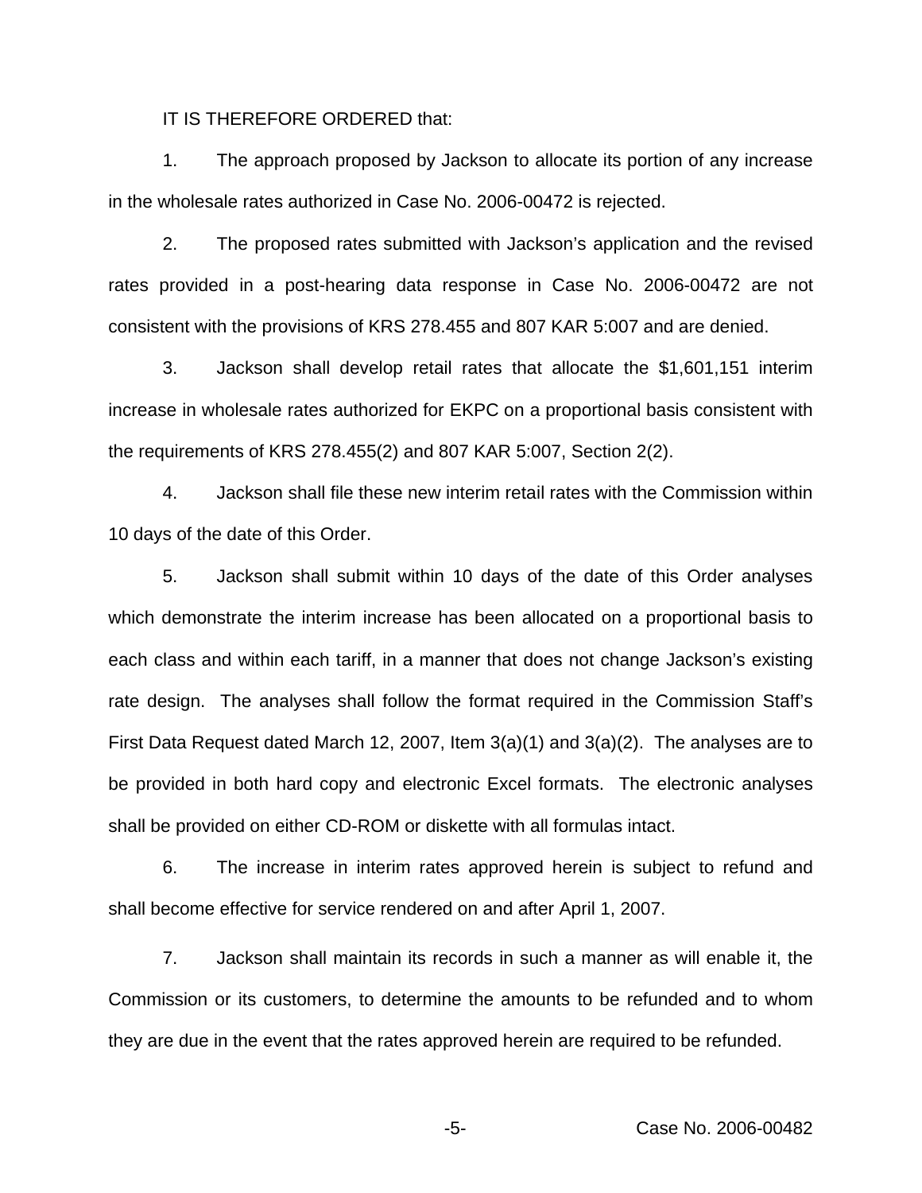IT IS THEREFORE ORDERED that:

1. The approach proposed by Jackson to allocate its portion of any increase in the wholesale rates authorized in Case No. 2006-00472 is rejected.

2. The proposed rates submitted with Jackson's application and the revised rates provided in a post-hearing data response in Case No. 2006-00472 are not consistent with the provisions of KRS 278.455 and 807 KAR 5:007 and are denied.

3. Jackson shall develop retail rates that allocate the $1,601,151 interim increase in wholesale rates authorized for EKPC on a proportional basis consistent with the requirements of KRS 278.455(2) and 807 KAR 5:007, Section 2(2).

4. Jackson shall file these new interim retail rates with the Commission within 10 days of the date of this Order.

5. Jackson shall submit within 10 days of the date of this Order analyses which demonstrate the interim increase has been allocated on a proportional basis to each class and within each tariff, in a manner that does not change Jackson's existing rate design. The analyses shall follow the format required in the Commission Staff's First Data Request dated March 12, 2007, Item 3(a)(1) and 3(a)(2). The analyses are to be provided in both hard copy and electronic Excel formats. The electronic analyses shall be provided on either CD-ROM or diskette with all formulas intact.

6. The increase in interim rates approved herein is subject to refund and shall become effective for service rendered on and after April 1, 2007.

7. Jackson shall maintain its records in such a manner as will enable it, the Commission or its customers, to determine the amounts to be refunded and to whom they are due in the event that the rates approved herein are required to be refunded.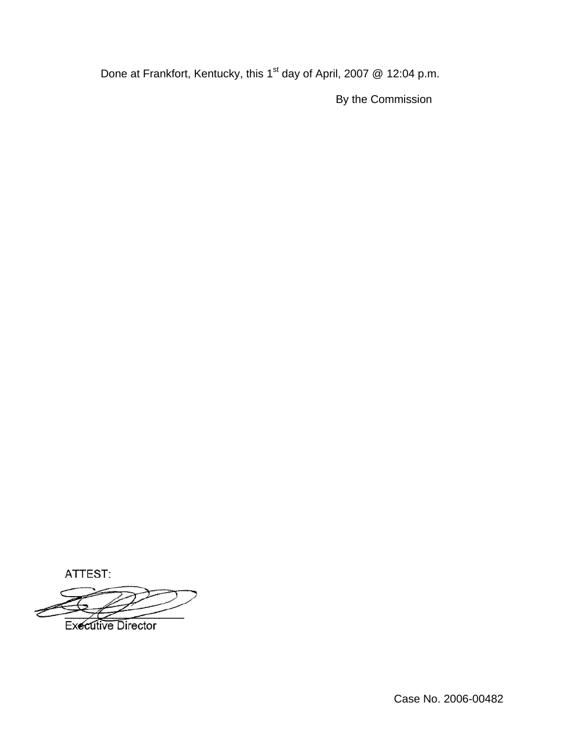Done at Frankfort, Kentucky, this 1st day of April, 2007 @ 12:04 p.m.

By the Commission

ATTEST:

Executive Director

Case No. 2006-00482